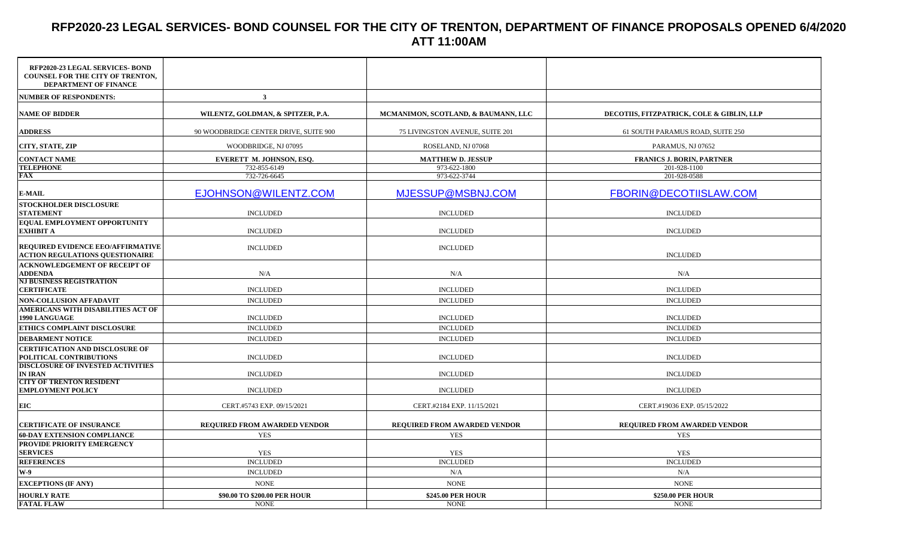# RFP2020-23 LEGAL SERVICES- BOND COUNSEL FOR THE CITY OF TRENTON, DEPARTMENT OF FINANCE PROPOSALS OPENED 6/4/2020 ATT 11:00AM

| RFP2020-23 LEGAL SERVICES- BOND COUNSEL FOR THE CITY OF TRENTON, DEPARTMENT OF FINANCE | | | |
|---|---|---|---|
| **NUMBER OF RESPONDENTS:** | **3** | | |
| **NAME OF BIDDER** | **WILENTZ, GOLDMAN, & SPITZER, P.A.** | **MCMANIMON, SCOTLAND, & BAUMANN, LLC** | **DECOTIIS, FITZPATRICK, COLE & GIBLIN, LLP** |
| **ADDRESS** | 90 WOODBRIDGE CENTER DRIVE, SUITE 900 | 75 LIVINGSTON AVENUE, SUITE 201 | 61 SOUTH PARAMUS ROAD, SUITE 250 |
| **CITY, STATE, ZIP** | WOODBRIDGE, NJ 07095 | ROSELAND, NJ 07068 | PARAMUS, NJ 07652 |
| **CONTACT NAME** | **EVERETT M. JOHNSON, ESQ.** | **MATTHEW D. JESSUP** | **FRANICS J. BORIN, PARTNER** |
| **TELEPHONE** | 732-855-6149 | 973-622-1800 | 201-928-1100 |
| **FAX** | 732-726-6645 | 973-622-3744 | 201-928-0588 |
| **E-MAIL** | EJOHNSON@WILENTZ.COM | MJESSUP@MSBNJ.COM | FBORIN@DECOTIISLAW.COM |
| **STOCKHOLDER DISCLOSURE STATEMENT** | INCLUDED | INCLUDED | INCLUDED |
| **EQUAL EMPLOYMENT OPPORTUNITY EXHIBIT A** | INCLUDED | INCLUDED | INCLUDED |
| **REQUIRED EVIDENCE EEO/AFFIRMATIVE ACTION REGULATIONS QUESTIONAIRE** | INCLUDED | INCLUDED | INCLUDED |
| **ACKNOWLEDGEMENT OF RECEIPT OF ADDENDA** | N/A | N/A | N/A |
| **NJ BUSINESS REGISTRATION CERTIFICATE** | INCLUDED | INCLUDED | INCLUDED |
| **NON-COLLUSION AFFADAVIT** | INCLUDED | INCLUDED | INCLUDED |
| **AMERICANS WITH DISABILITIES ACT OF 1990 LANGUAGE** | INCLUDED | INCLUDED | INCLUDED |
| **ETHICS COMPLAINT DISCLOSURE** | INCLUDED | INCLUDED | INCLUDED |
| **DEBARMENT NOTICE** | INCLUDED | INCLUDED | INCLUDED |
| **CERTIFICATION AND DISCLOSURE OF POLITICAL CONTRIBUTIONS** | INCLUDED | INCLUDED | INCLUDED |
| **DISCLOSURE OF INVESTED ACTIVITIES IN IRAN** | INCLUDED | INCLUDED | INCLUDED |
| **CITY OF TRENTON RESIDENT EMPLOYMENT POLICY** | INCLUDED | INCLUDED | INCLUDED |
| **EIC** | CERT.#5743 EXP. 09/15/2021 | CERT.#2184 EXP. 11/15/2021 | CERT.#19036 EXP. 05/15/2022 |
| **CERTIFICATE OF INSURANCE** | **REQUIRED FROM AWARDED VENDOR** | **REQUIRED FROM AWARDED VENDOR** | **REQUIRED FROM AWARDED VENDOR** |
| **60-DAY EXTENSION COMPLIANCE** | YES | YES | YES |
| **PROVIDE PRIORITY EMERGENCY SERVICES** | YES | YES | YES |
| **REFERENCES** | INCLUDED | INCLUDED | INCLUDED |
| **W-9** | INCLUDED | N/A | N/A |
| **EXCEPTIONS (IF ANY)** | NONE | NONE | NONE |
| **HOURLY RATE** | **$90.00 TO $200.00 PER HOUR** | **$245.00 PER HOUR** | **$250.00 PER HOUR** |
| **FATAL FLAW** | NONE | NONE | NONE |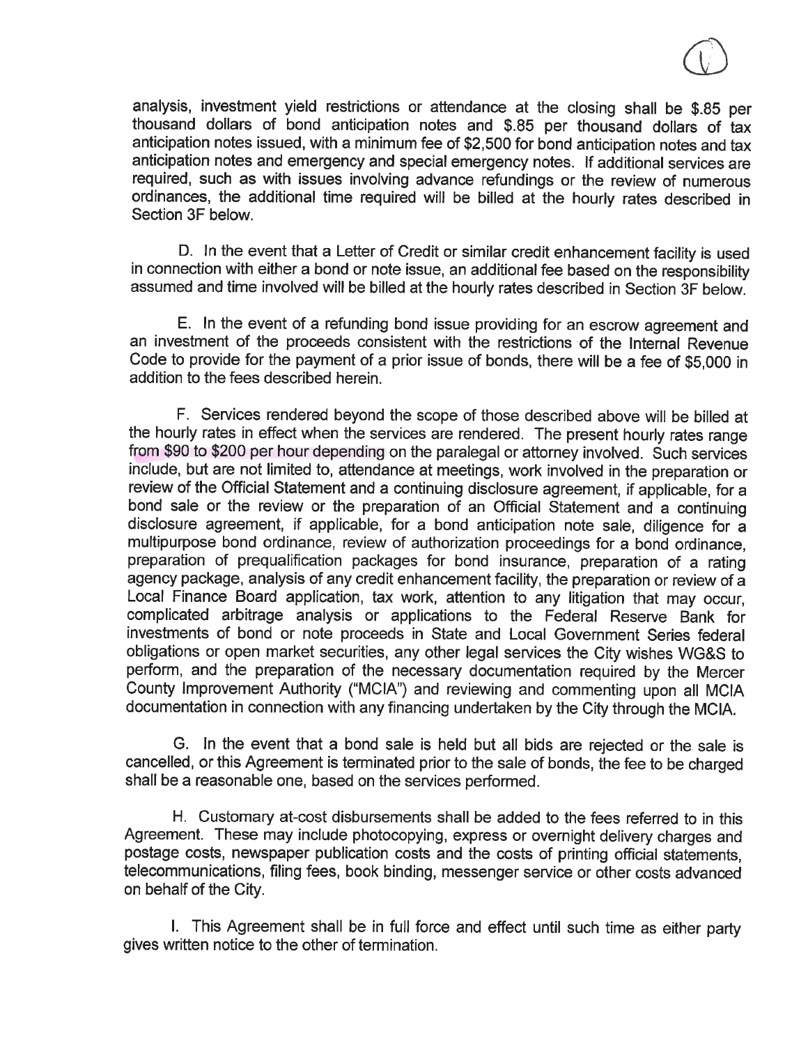analysis, investment yield restrictions or attendance at the closing shall be $.85 per thousand dollars of bond anticipation notes and $.85 per thousand dollars of tax anticipation notes issued, with a minimum fee of $2,500 for bond anticipation notes and tax anticipation notes and emergency and special emergency notes. If additional services are required, such as with issues involving advance refundings or the review of numerous ordinances, the additional time required will be billed at the hourly rates described in Section 3F below.

D. In the event that a Letter of Credit or similar credit enhancement facility is used in connection with either a bond or note issue, an additional fee based on the responsibility assumed and time involved will be billed at the hourly rates described in Section 3F below.

E. In the event of a refunding bond issue providing for an escrow agreement and an investment of the proceeds consistent with the restrictions of the Internal Revenue Code to provide for the payment of a prior issue of bonds, there will be a fee of $5,000 in addition to the fees described herein.

F. Services rendered beyond the scope of those described above will be billed at the hourly rates in effect when the services are rendered. The present hourly rates range from $90 to $200 per hour depending on the paralegal or attorney involved. Such services include, but are not limited to, attendance at meetings, work involved in the preparation or review of the Official Statement and a continuing disclosure agreement, if applicable, for a bond sale or the review or the preparation of an Official Statement and a continuing disclosure agreement, if applicable, for a bond anticipation note sale, diligence for a multipurpose bond ordinance, review of authorization proceedings for a bond ordinance, preparation of prequalification packages for bond insurance, preparation of a rating agency package, analysis of any credit enhancement facility, the preparation or review of a Local Finance Board application, tax work, attention to any litigation that may occur, complicated arbitrage analysis or applications to the Federal Reserve Bank for investments of bond or note proceeds in State and Local Government Series federal obligations or open market securities, any other legal services the City wishes WG&S to perform, and the preparation of the necessary documentation required by the Mercer County Improvement Authority ("MCIA") and reviewing and commenting upon all MCIA documentation in connection with any financing undertaken by the City through the MCIA.

G. In the event that a bond sale is held but all bids are rejected or the sale is cancelled, or this Agreement is terminated prior to the sale of bonds, the fee to be charged shall be a reasonable one, based on the services performed.

H. Customary at-cost disbursements shall be added to the fees referred to in this Agreement. These may include photocopying, express or overnight delivery charges and postage costs, newspaper publication costs and the costs of printing official statements, telecommunications, filing fees, book binding, messenger service or other costs advanced on behalf of the City.

I. This Agreement shall be in full force and effect until such time as either party gives written notice to the other of termination.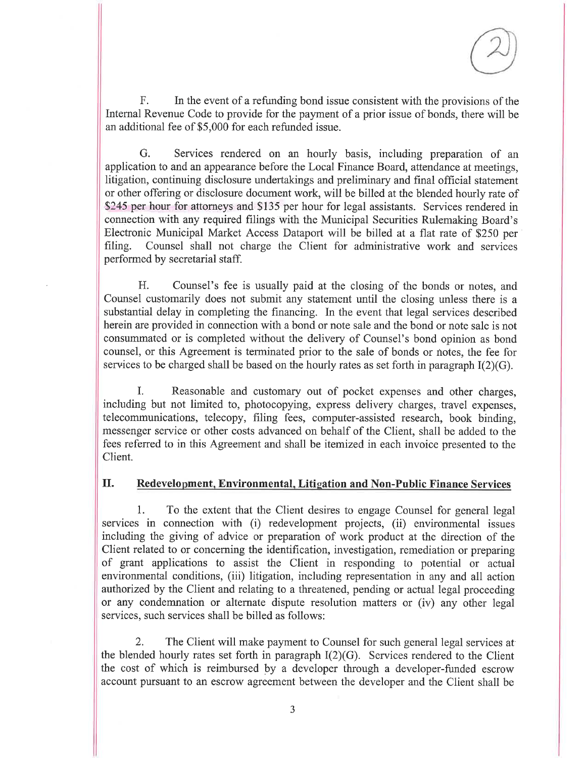F. In the event of a refunding bond issue consistent with the provisions of the Internal Revenue Code to provide for the payment of a prior issue of bonds, there will be an additional fee of $5,000 for each refunded issue.

G. Services rendered on an hourly basis, including preparation of an application to and an appearance before the Local Finance Board, attendance at meetings, litigation, continuing disclosure undertakings and preliminary and final official statement or other offering or disclosure document work, will be billed at the blended hourly rate of $245 per hour for attorneys and $135 per hour for legal assistants. Services rendered in connection with any required filings with the Municipal Securities Rulemaking Board's Electronic Municipal Market Access Dataport will be billed at a flat rate of $250 per filing. Counsel shall not charge the Client for administrative work and services performed by secretarial staff.

H. Counsel's fee is usually paid at the closing of the bonds or notes, and Counsel customarily does not submit any statement until the closing unless there is a substantial delay in completing the financing. In the event that legal services described herein are provided in connection with a bond or note sale and the bond or note sale is not consummated or is completed without the delivery of Counsel's bond opinion as bond counsel, or this Agreement is terminated prior to the sale of bonds or notes, the fee for services to be charged shall be based on the hourly rates as set forth in paragraph I(2)(G).

I. Reasonable and customary out of pocket expenses and other charges, including but not limited to, photocopying, express delivery charges, travel expenses, telecommunications, telecopy, filing fees, computer-assisted research, book binding, messenger service or other costs advanced on behalf of the Client, shall be added to the fees referred to in this Agreement and shall be itemized in each invoice presented to the Client.

## II. Redevelopment, Environmental, Litigation and Non-Public Finance Services

1. To the extent that the Client desires to engage Counsel for general legal services in connection with (i) redevelopment projects, (ii) environmental issues including the giving of advice or preparation of work product at the direction of the Client related to or concerning the identification, investigation, remediation or preparing of grant applications to assist the Client in responding to potential or actual environmental conditions, (iii) litigation, including representation in any and all action authorized by the Client and relating to a threatened, pending or actual legal proceeding or any condemnation or alternate dispute resolution matters or (iv) any other legal services, such services shall be billed as follows:

2. The Client will make payment to Counsel for such general legal services at the blended hourly rates set forth in paragraph I(2)(G). Services rendered to the Client the cost of which is reimbursed by a developer through a developer-funded escrow account pursuant to an escrow agreement between the developer and the Client shall be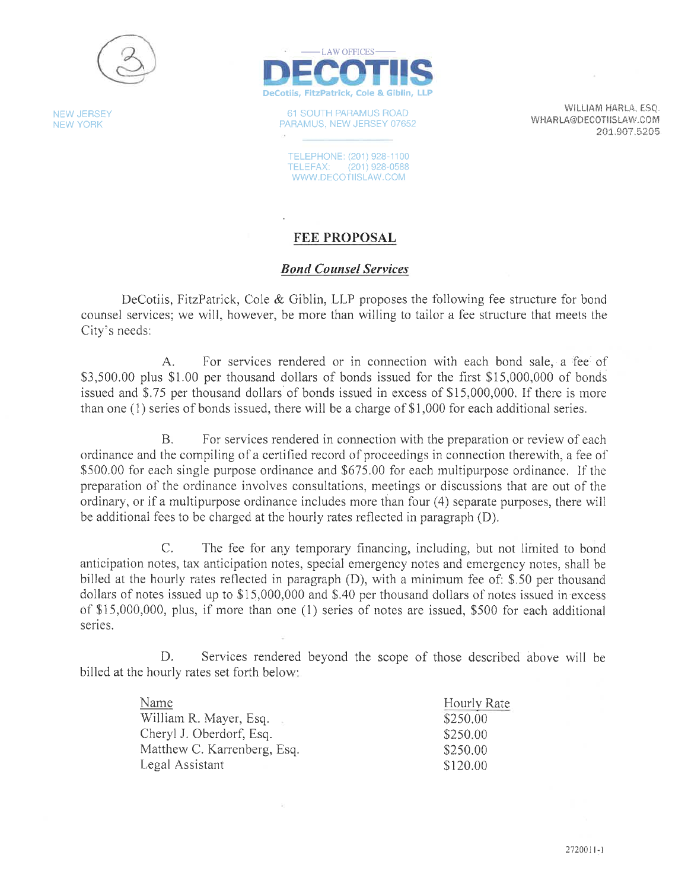(3)

NEW JERSEY
NEW YORK

—LAW OFFICES—
**DECOTIIS**
DeCotiis, FitzPatrick, Cole & Giblin, LLP

61 SOUTH PARAMUS ROAD
PARAMUS, NEW JERSEY 07652

TELEPHONE: (201) 928-1100
TELEFAX: (201) 928-0588
WWW.DECOTIISLAW.COM

WILLIAM HARLA, ESQ.
WHARLA@DECOTIISLAW.COM
201.907.5205

## FEE PROPOSAL

### *Bond Counsel Services*

DeCotiis, FitzPatrick, Cole & Giblin, LLP proposes the following fee structure for bond counsel services; we will, however, be more than willing to tailor a fee structure that meets the City's needs:

A. For services rendered or in connection with each bond sale, a fee of $3,500.00 plus $1.00 per thousand dollars of bonds issued for the first $15,000,000 of bonds issued and $.75 per thousand dollars of bonds issued in excess of $15,000,000. If there is more than one (1) series of bonds issued, there will be a charge of $1,000 for each additional series.

B. For services rendered in connection with the preparation or review of each ordinance and the compiling of a certified record of proceedings in connection therewith, a fee of $500.00 for each single purpose ordinance and $675.00 for each multipurpose ordinance. If the preparation of the ordinance involves consultations, meetings or discussions that are out of the ordinary, or if a multipurpose ordinance includes more than four (4) separate purposes, there will be additional fees to be charged at the hourly rates reflected in paragraph (D).

C. The fee for any temporary financing, including, but not limited to bond anticipation notes, tax anticipation notes, special emergency notes and emergency notes, shall be billed at the hourly rates reflected in paragraph (D), with a minimum fee of: $.50 per thousand dollars of notes issued up to $15,000,000 and $.40 per thousand dollars of notes issued in excess of $15,000,000, plus, if more than one (1) series of notes are issued, $500 for each additional series.

D. Services rendered beyond the scope of those described above will be billed at the hourly rates set forth below:

| Name | Hourly Rate |
|---|---|
| William R. Mayer, Esq. | $250.00 |
| Cheryl J. Oberdorf, Esq. | $250.00 |
| Matthew C. Karrenberg, Esq. | $250.00 |
| Legal Assistant | $120.00 |

272001I-1